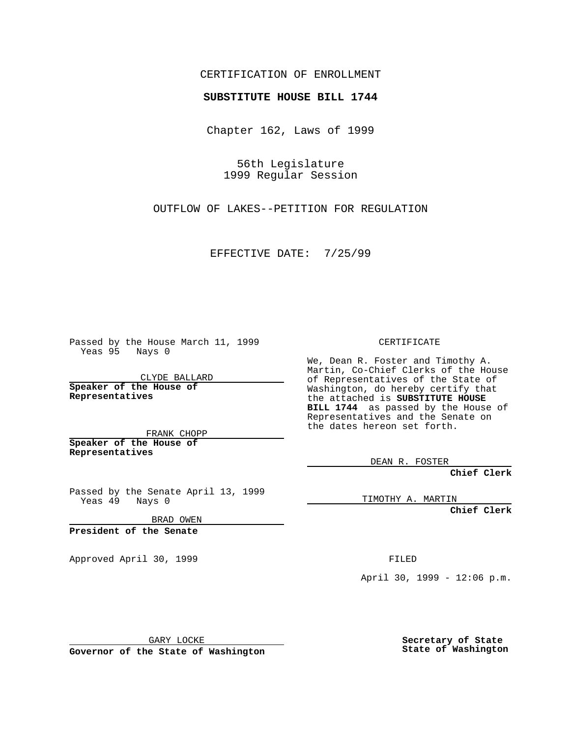CERTIFICATION OF ENROLLMENT

**SUBSTITUTE HOUSE BILL 1744**

Chapter 162, Laws of 1999

56th Legislature
1999 Regular Session

OUTFLOW OF LAKES--PETITION FOR REGULATION

EFFECTIVE DATE: 7/25/99

Passed by the House March 11, 1999
Yeas 95 Nays 0

CLYDE BALLARD

**Speaker of the House of Representatives**

FRANK CHOPP

**Speaker of the House of Representatives**

Passed by the Senate April 13, 1999
Yeas 49 Nays 0

BRAD OWEN

**President of the Senate**

Approved April 30, 1999

GARY LOCKE

**Governor of the State of Washington**

CERTIFICATE

We, Dean R. Foster and Timothy A. Martin, Co-Chief Clerks of the House of Representatives of the State of Washington, do hereby certify that the attached is **SUBSTITUTE HOUSE BILL 1744** as passed by the House of Representatives and the Senate on the dates hereon set forth.

DEAN R. FOSTER

**Chief Clerk**

TIMOTHY A. MARTIN

**Chief Clerk**

FILED

April 30, 1999 - 12:06 p.m.

**Secretary of State**
**State of Washington**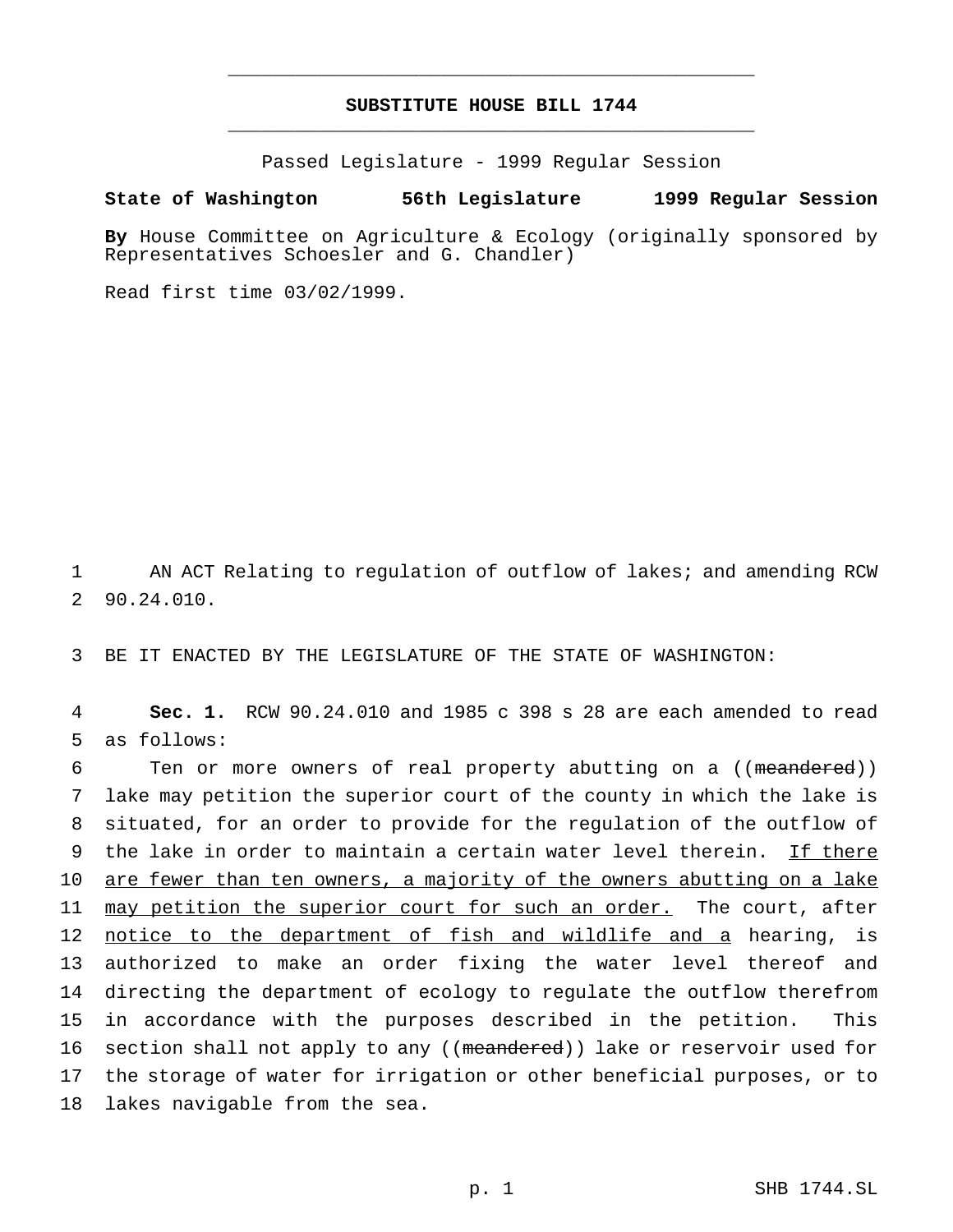## SUBSTITUTE HOUSE BILL 1744

Passed Legislature - 1999 Regular Session

**State of Washington 56th Legislature 1999 Regular Session**

**By** House Committee on Agriculture & Ecology (originally sponsored by Representatives Schoesler and G. Chandler)

Read first time 03/02/1999.

AN ACT Relating to regulation of outflow of lakes; and amending RCW 90.24.010.

BE IT ENACTED BY THE LEGISLATURE OF THE STATE OF WASHINGTON:

**Sec. 1.** RCW 90.24.010 and 1985 c 398 s 28 are each amended to read as follows:

Ten or more owners of real property abutting on a ((~~meandered~~)) lake may petition the superior court of the county in which the lake is situated, for an order to provide for the regulation of the outflow of the lake in order to maintain a certain water level therein. <u>If there are fewer than ten owners, a majority of the owners abutting on a lake may petition the superior court for such an order.</u> The court, after <u>notice to the department of fish and wildlife and a</u> hearing, is authorized to make an order fixing the water level thereof and directing the department of ecology to regulate the outflow therefrom in accordance with the purposes described in the petition. This section shall not apply to any ((~~meandered~~)) lake or reservoir used for the storage of water for irrigation or other beneficial purposes, or to lakes navigable from the sea.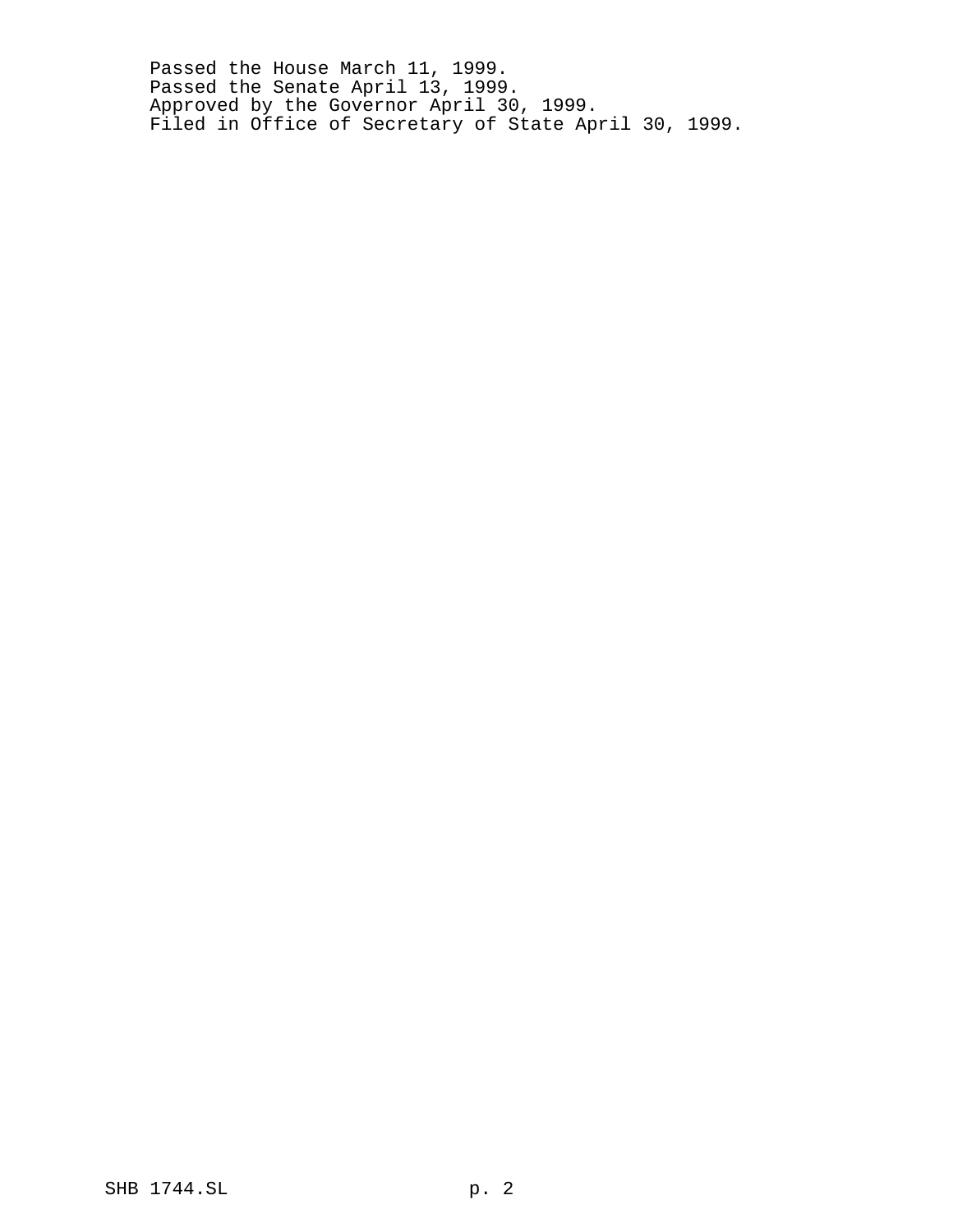Passed the House March 11, 1999.
Passed the Senate April 13, 1999.
Approved by the Governor April 30, 1999.
Filed in Office of Secretary of State April 30, 1999.